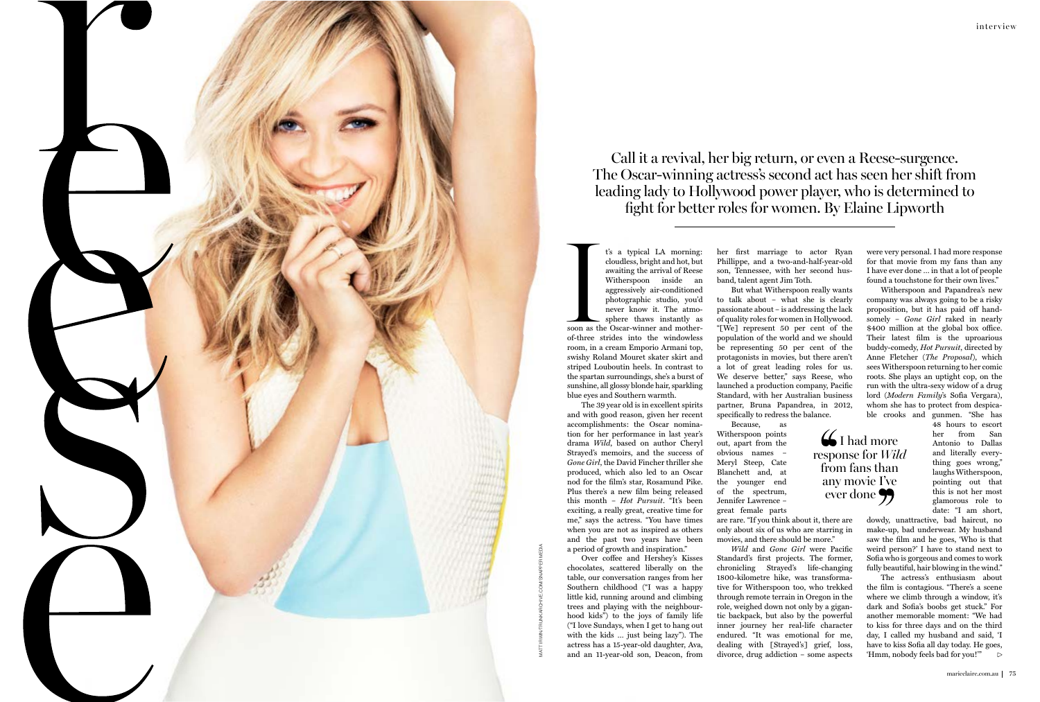# reese

Call it a revival, her big return, or even a Reese-surgence. The Oscar-winning actress's second act has seen her shift from leading lady to Hollywood power player, who is determined to fight for better roles for women. By Elaine Lipworth

It's a typical LA morning: cloudless, bright and hot, but awaiting the arrival of Reese Witherspoon inside an aggressively air-conditioned photographic studio, you'd never know it. The atmosphere thaws instantly as soon as the Oscar-winner and mother-of-three strides into the windowless room, in a cream Emporio Armani top, swishy Roland Mouret skater skirt and striped Louboutin heels. In contrast to the spartan surroundings, she's a burst of sunshine, all glossy blonde hair, sparkling blue eyes and Southern warmth.

The 39 year old is in excellent spirits and with good reason, given her recent accomplishments: the Oscar nomination for her performance in last year's drama *Wild*, based on author Cheryl Strayed's memoirs, and the success of *Gone Girl*, the David Fincher thriller she produced, which also led to an Oscar nod for the film's star, Rosamund Pike. Plus there's a new film being released this month – *Hot Pursuit*. "It's been exciting, a really great, creative time for me," says the actress. "You have times when you are not as inspired as others and the past two years have been a period of growth and inspiration."

Over coffee and Hershey's Kisses chocolates, scattered liberally on the table, our conversation ranges from her Southern childhood ("I was a happy little kid, running around and climbing trees and playing with the neighbourhood kids") to the joys of family life ("I love Sundays, when I get to hang out with the kids … just being lazy"). The actress has a 15-year-old daughter, Ava, and an 11-year-old son, Deacon, from her first marriage to actor Ryan Phillippe, and a two-and-half-year-old son, Tennessee, with her second husband, talent agent Jim Toth.

But what Witherspoon really wants to talk about – what she is clearly passionate about – is addressing the lack of quality roles for women in Hollywood. "[We] represent 50 per cent of the population of the world and we should be representing 50 per cent of the protagonists in movies, but there aren't a lot of great leading roles for us. We deserve better," says Reese, who launched a production company, Pacific Standard, with her Australian business partner, Bruna Papandrea, in 2012, specifically to redress the balance.

Because, as Witherspoon points out, apart from the obvious names – Meryl Steep, Cate Blanchett and, at the younger end of the spectrum, Jennifer Lawrence – great female parts are rare. "If you think about it, there are only about six of us who are starring in movies, and there should be more."

> "I had more response for *Wild* from fans than any movie I've ever done"

*Wild* and *Gone Girl* were Pacific Standard's first projects. The former, chronicling Strayed's life-changing 1800-kilometre hike, was transformative for Witherspoon too, who trekked through remote terrain in Oregon in the role, weighed down not only by a gigantic backpack, but also by the powerful inner journey her real-life character endured. "It was emotional for me, dealing with [Strayed's] grief, loss, divorce, drug addiction – some aspects were very personal. I had more response for that movie from my fans than any I have ever done … in that a lot of people found a touchstone for their own lives."

Witherspoon and Papandrea's new company was always going to be a risky proposition, but it has paid off handsomely – *Gone Girl* raked in nearly \$400 million at the global box office. Their latest film is the uproarious buddy-comedy, *Hot Pursuit*, directed by Anne Fletcher (*The Proposal*), which sees Witherspoon returning to her comic roots. She plays an uptight cop, on the run with the ultra-sexy widow of a drug lord (*Modern Family*'s Sofia Vergara), whom she has to protect from despicable crooks and gunmen. "She has 48 hours to escort her from San Antonio to Dallas and literally everything goes wrong," laughs Witherspoon, pointing out that this is not her most glamorous role to date: "I am short, dowdy, unattractive, bad haircut, no make-up, bad underwear. My husband saw the film and he goes, 'Who is that weird person?' I have to stand next to Sofia who is gorgeous and comes to work fully beautiful, hair blowing in the wind."

The actress's enthusiasm about the film is contagious. "There's a scene where we climb through a window, it's dark and Sofia's boobs get stuck." For another memorable moment: "We had to kiss for three days and on the third day, I called my husband and said, 'I have to kiss Sofia all day today. He goes, 'Hmm, nobody feels bad for you!'" ▷

MATT IRWIN/TRUNKARCHIVE.COM/SNAPPER MEDIA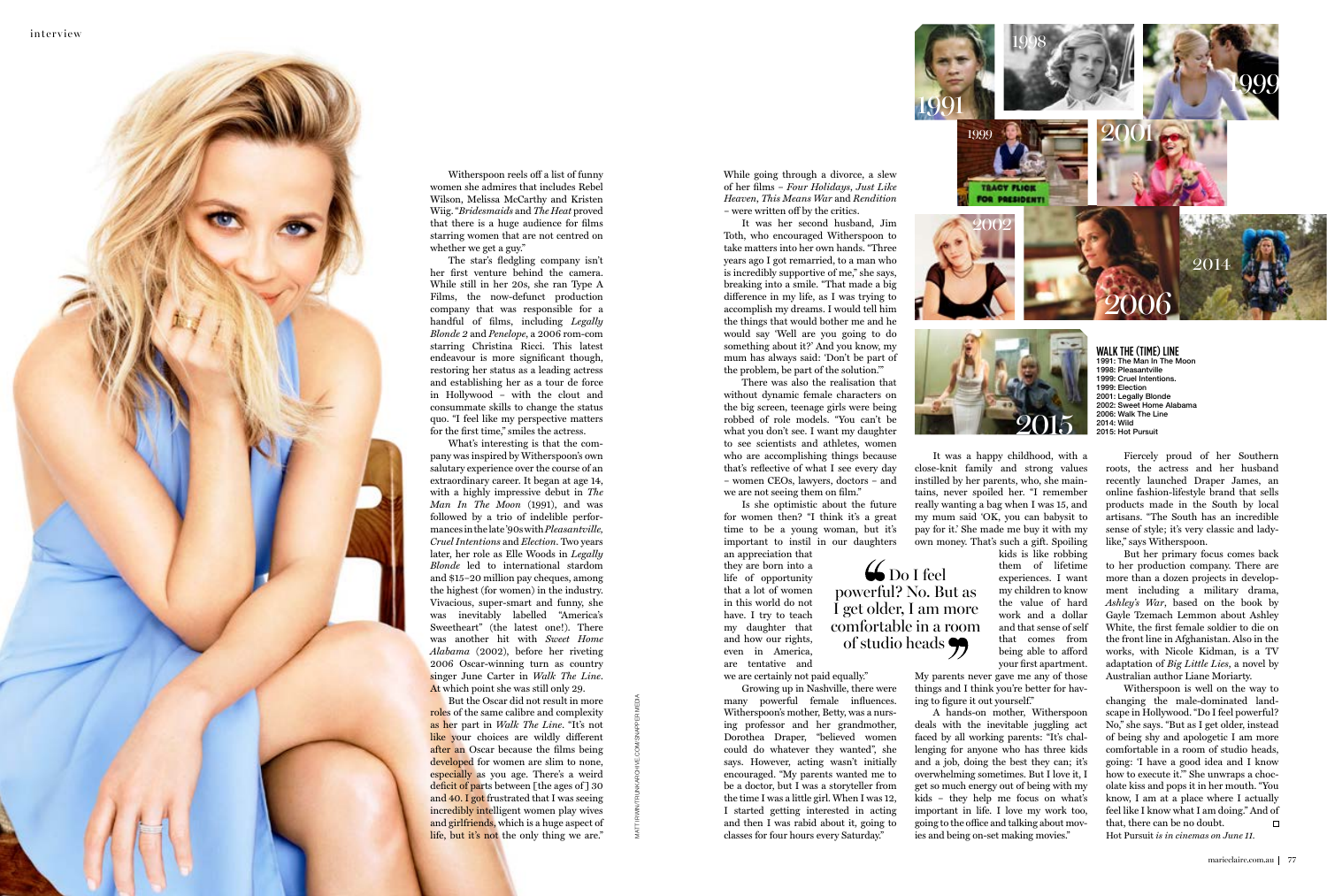Witherspoon reels off a list of funny women she admires that includes Rebel Wilson, Melissa McCarthy and Kristen Wiig. "*Bridesmaids* and *The Heat* proved that there is a huge audience for films starring women that are not centred on whether we get a guy."

The star's fledgling company isn't her first venture behind the camera. While still in her 20s, she ran Type A Films, the now-defunct production company that was responsible for a handful of films, including *Legally Blonde 2* and *Penelope*, a 2006 rom-com starring Christina Ricci. This latest endeavour is more significant though, restoring her status as a leading actress and establishing her as a tour de force in Hollywood – with the clout and consummate skills to change the status quo. "I feel like my perspective matters for the first time," smiles the actress.

What's interesting is that the company was inspired by Witherspoon's own salutary experience over the course of an extraordinary career. It began at age 14, with a highly impressive debut in *The Man In The Moon* (1991), and was followed by a trio of indelible performances in the late '90s with *Pleasantville*, *Cruel Intentions* and *Election*. Two years later, her role as Elle Woods in *Legally Blonde* led to international stardom and $15–20 million pay cheques, among the highest (for women) in the industry. Vivacious, super-smart and funny, she was inevitably labelled "America's Sweetheart" (the latest one!). There was another hit with *Sweet Home Alabama* (2002), before her riveting 2006 Oscar-winning turn as country singer June Carter in *Walk The Line*. At which point she was still only 29.

But the Oscar did not result in more roles of the same calibre and complexity as her part in *Walk The Line*. "It's not like your choices are wildly different after an Oscar because the films being developed for women are slim to none, especially as you age. There's a weird deficit of parts between [the ages of] 30 and 40. I got frustrated that I was seeing incredibly intelligent women play wives and girlfriends, which is a huge aspect of life, but it's not the only thing we are."

MATT IRWIN/TRUNKARCHIVE.COM/SNAPPER MEDIA

While going through a divorce, a slew of her films – *Four Holidays*, *Just Like Heaven*, *This Means War* and *Rendition* – were written off by the critics.

It was her second husband, Jim Toth, who encouraged Witherspoon to take matters into her own hands. "Three years ago I got remarried, to a man who is incredibly supportive of me," she says, breaking into a smile. "That made a big difference in my life, as I was trying to accomplish my dreams. I would tell him the things that would bother me and he would say 'Well are you going to do something about it?' And you know, my mum has always said: 'Don't be part of the problem, be part of the solution.'"

There was also the realisation that without dynamic female characters on the big screen, teenage girls were being robbed of role models. "You can't be what you don't see. I want my daughter to see scientists and athletes, women who are accomplishing things because that's reflective of what I see every day – women CEOs, lawyers, doctors – and we are not seeing them on film."

Is she optimistic about the future for women then? "I think it's a great time to be a young woman, but it's important to instil in our daughters an appreciation that they are born into a life of opportunity that a lot of women in this world do not have. I try to teach my daughter that and how our rights, even in America, are tentative and we are certainly not paid equally."

> "Do I feel powerful? No. But as I get older, I am more comfortable in a room of studio heads"

Growing up in Nashville, there were many powerful female influences. Witherspoon's mother, Betty, was a nursing professor and her grandmother, Dorothea Draper, "believed women could do whatever they wanted", she says. However, acting wasn't initially encouraged. "My parents wanted me to be a doctor, but I was a storyteller from the time I was a little girl. When I was 12, I started getting interested in acting and then I was rabid about it, going to classes for four hours every Saturday."

1991 1998 1999 1999 2001 2002 2006 2014 2015

TRACY FLICK FOR PRESIDENT!

**WALK THE (TIME) LINE**
1991: The Man In The Moon
1998: Pleasantville
1999: Cruel Intentions.
1999: Election
2001: Legally Blonde
2002: Sweet Home Alabama
2006: Walk The Line
2014: Wild
2015: Hot Pursuit

It was a happy childhood, with a close-knit family and strong values instilled by her parents, who, she maintains, never spoiled her. "I remember really wanting a bag when I was 15, and my mum said 'OK, you can babysit to pay for it.' She made me buy it with my own money. That's such a gift. Spoiling kids is like robbing them of lifetime experiences. I want my children to know the value of hard work and a dollar and that sense of self that comes from being able to afford your first apartment. My parents never gave me any of those things and I think you're better for having to figure it out yourself."

A hands-on mother, Witherspoon deals with the inevitable juggling act faced by all working parents: "It's challenging for anyone who has three kids and a job, doing the best they can; it's overwhelming sometimes. But I love it, I get so much energy out of being with my kids – they help me focus on what's important in life. I love my work too, going to the office and talking about movies and being on-set making movies."

Fiercely proud of her Southern roots, the actress and her husband recently launched Draper James, an online fashion-lifestyle brand that sells products made in the South by local artisans. "The South has an incredible sense of style; it's very classic and lady-like," says Witherspoon.

But her primary focus comes back to her production company. There are more than a dozen projects in development including a military drama, *Ashley's War*, based on the book by Gayle Tzemach Lemmon about Ashley White, the first female soldier to die on the front line in Afghanistan. Also in the works, with Nicole Kidman, is a TV adaptation of *Big Little Lies*, a novel by Australian author Liane Moriarty.

Witherspoon is well on the way to changing the male-dominated landscape in Hollywood. "Do I feel powerful? No," she says. "But as I get older, instead of being shy and apologetic I am more comfortable in a room of studio heads, going: 'I have a good idea and I know how to execute it.'" She unwraps a chocolate kiss and pops it in her mouth. "You know, I am at a place where I actually feel like I know what I am doing." And of that, there can be no doubt. □

*Hot Pursuit is in cinemas on June 11.*